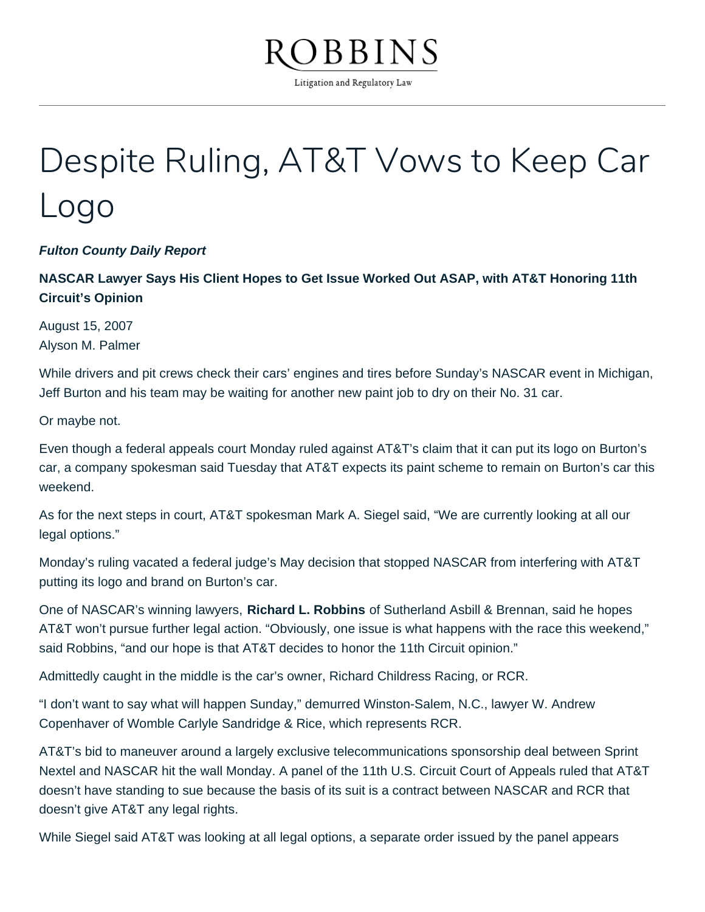# Despite Ruling, AT&T Vows to Keep Car Logo

***Fulton County Daily Report***

**NASCAR Lawyer Says His Client Hopes to Get Issue Worked Out ASAP, with AT&T Honoring 11th Circuit's Opinion**

August 15, 2007
Alyson M. Palmer

While drivers and pit crews check their cars' engines and tires before Sunday's NASCAR event in Michigan, Jeff Burton and his team may be waiting for another new paint job to dry on their No. 31 car.

Or maybe not.

Even though a federal appeals court Monday ruled against AT&T's claim that it can put its logo on Burton's car, a company spokesman said Tuesday that AT&T expects its paint scheme to remain on Burton's car this weekend.

As for the next steps in court, AT&T spokesman Mark A. Siegel said, "We are currently looking at all our legal options."

Monday's ruling vacated a federal judge's May decision that stopped NASCAR from interfering with AT&T putting its logo and brand on Burton's car.

One of NASCAR's winning lawyers, **Richard L. Robbins** of Sutherland Asbill & Brennan, said he hopes AT&T won't pursue further legal action. "Obviously, one issue is what happens with the race this weekend," said Robbins, "and our hope is that AT&T decides to honor the 11th Circuit opinion."

Admittedly caught in the middle is the car's owner, Richard Childress Racing, or RCR.

"I don't want to say what will happen Sunday," demurred Winston-Salem, N.C., lawyer W. Andrew Copenhaver of Womble Carlyle Sandridge & Rice, which represents RCR.

AT&T's bid to maneuver around a largely exclusive telecommunications sponsorship deal between Sprint Nextel and NASCAR hit the wall Monday. A panel of the 11th U.S. Circuit Court of Appeals ruled that AT&T doesn't have standing to sue because the basis of its suit is a contract between NASCAR and RCR that doesn't give AT&T any legal rights.

While Siegel said AT&T was looking at all legal options, a separate order issued by the panel appears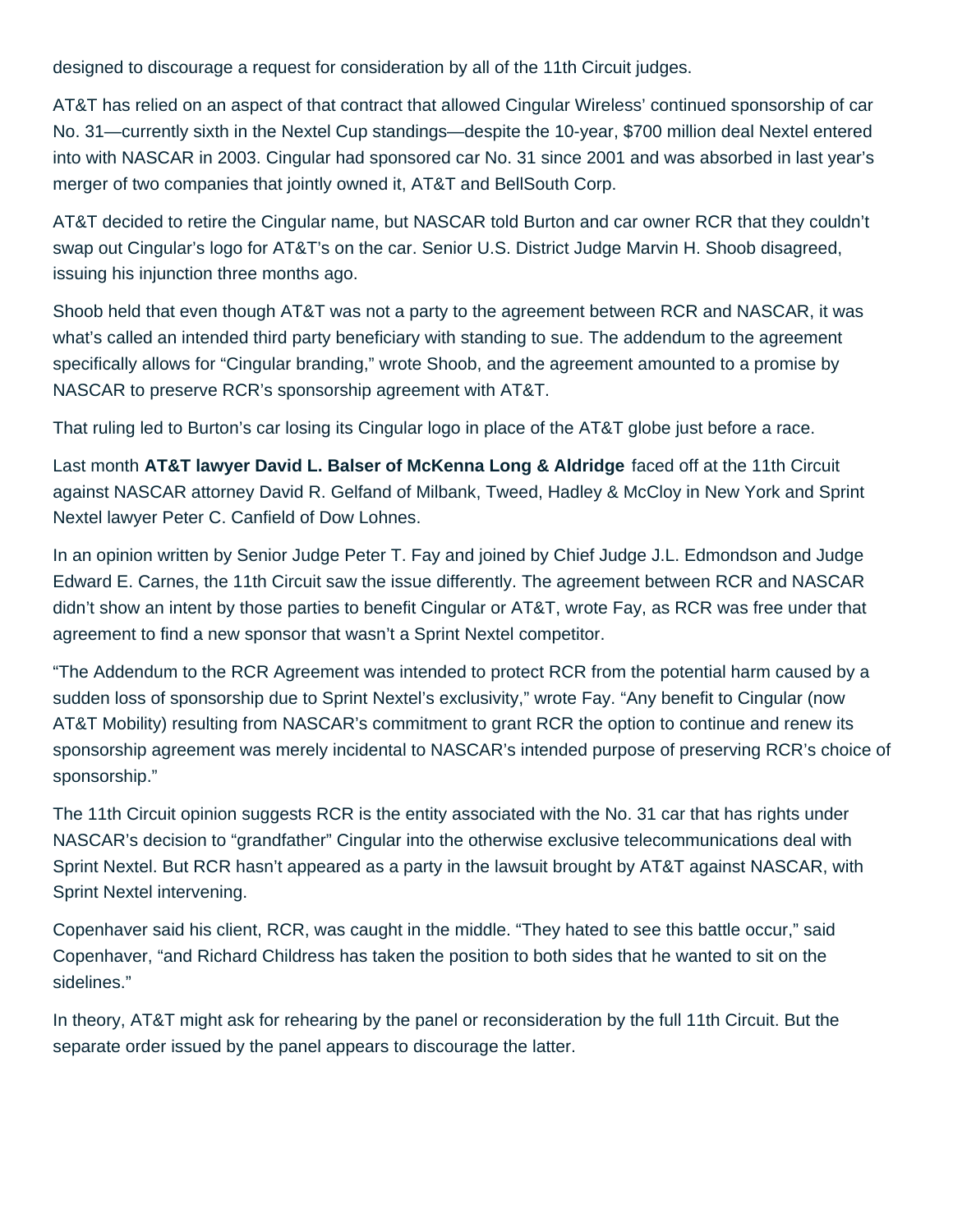designed to discourage a request for consideration by all of the 11th Circuit judges.

AT&T has relied on an aspect of that contract that allowed Cingular Wireless' continued sponsorship of car No. 31—currently sixth in the Nextel Cup standings—despite the 10-year, $700 million deal Nextel entered into with NASCAR in 2003. Cingular had sponsored car No. 31 since 2001 and was absorbed in last year's merger of two companies that jointly owned it, AT&T and BellSouth Corp.

AT&T decided to retire the Cingular name, but NASCAR told Burton and car owner RCR that they couldn't swap out Cingular's logo for AT&T's on the car. Senior U.S. District Judge Marvin H. Shoob disagreed, issuing his injunction three months ago.

Shoob held that even though AT&T was not a party to the agreement between RCR and NASCAR, it was what's called an intended third party beneficiary with standing to sue. The addendum to the agreement specifically allows for "Cingular branding," wrote Shoob, and the agreement amounted to a promise by NASCAR to preserve RCR's sponsorship agreement with AT&T.

That ruling led to Burton's car losing its Cingular logo in place of the AT&T globe just before a race.

Last month **AT&T lawyer David L. Balser of McKenna Long & Aldridge** faced off at the 11th Circuit against NASCAR attorney David R. Gelfand of Milbank, Tweed, Hadley & McCloy in New York and Sprint Nextel lawyer Peter C. Canfield of Dow Lohnes.

In an opinion written by Senior Judge Peter T. Fay and joined by Chief Judge J.L. Edmondson and Judge Edward E. Carnes, the 11th Circuit saw the issue differently. The agreement between RCR and NASCAR didn't show an intent by those parties to benefit Cingular or AT&T, wrote Fay, as RCR was free under that agreement to find a new sponsor that wasn't a Sprint Nextel competitor.

"The Addendum to the RCR Agreement was intended to protect RCR from the potential harm caused by a sudden loss of sponsorship due to Sprint Nextel's exclusivity," wrote Fay. "Any benefit to Cingular (now AT&T Mobility) resulting from NASCAR's commitment to grant RCR the option to continue and renew its sponsorship agreement was merely incidental to NASCAR's intended purpose of preserving RCR's choice of sponsorship."

The 11th Circuit opinion suggests RCR is the entity associated with the No. 31 car that has rights under NASCAR's decision to "grandfather" Cingular into the otherwise exclusive telecommunications deal with Sprint Nextel. But RCR hasn't appeared as a party in the lawsuit brought by AT&T against NASCAR, with Sprint Nextel intervening.

Copenhaver said his client, RCR, was caught in the middle. "They hated to see this battle occur," said Copenhaver, "and Richard Childress has taken the position to both sides that he wanted to sit on the sidelines."

In theory, AT&T might ask for rehearing by the panel or reconsideration by the full 11th Circuit. But the separate order issued by the panel appears to discourage the latter.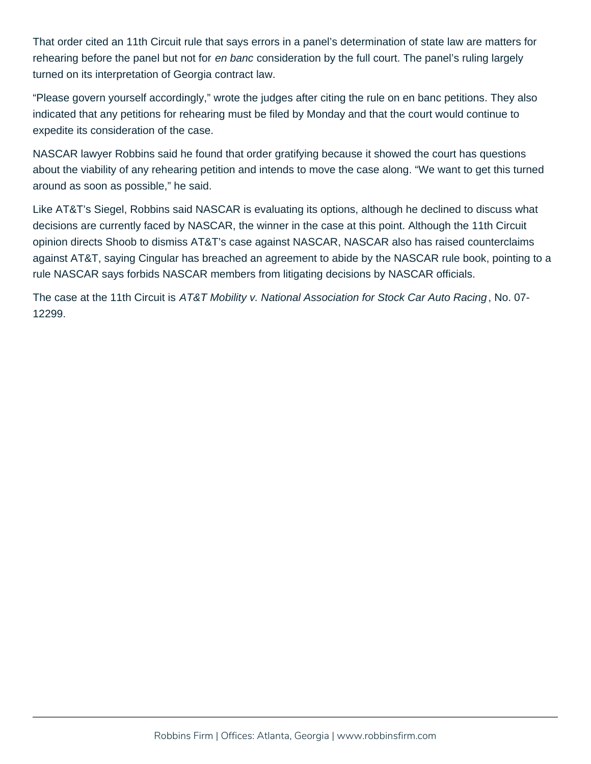That order cited an 11th Circuit rule that says errors in a panel's determination of state law are matters for rehearing before the panel but not for *en banc* consideration by the full court. The panel's ruling largely turned on its interpretation of Georgia contract law.

"Please govern yourself accordingly," wrote the judges after citing the rule on en banc petitions. They also indicated that any petitions for rehearing must be filed by Monday and that the court would continue to expedite its consideration of the case.

NASCAR lawyer Robbins said he found that order gratifying because it showed the court has questions about the viability of any rehearing petition and intends to move the case along. "We want to get this turned around as soon as possible," he said.

Like AT&T's Siegel, Robbins said NASCAR is evaluating its options, although he declined to discuss what decisions are currently faced by NASCAR, the winner in the case at this point. Although the 11th Circuit opinion directs Shoob to dismiss AT&T's case against NASCAR, NASCAR also has raised counterclaims against AT&T, saying Cingular has breached an agreement to abide by the NASCAR rule book, pointing to a rule NASCAR says forbids NASCAR members from litigating decisions by NASCAR officials.

The case at the 11th Circuit is *AT&T Mobility v. National Association for Stock Car Auto Racing*, No. 07-12299.